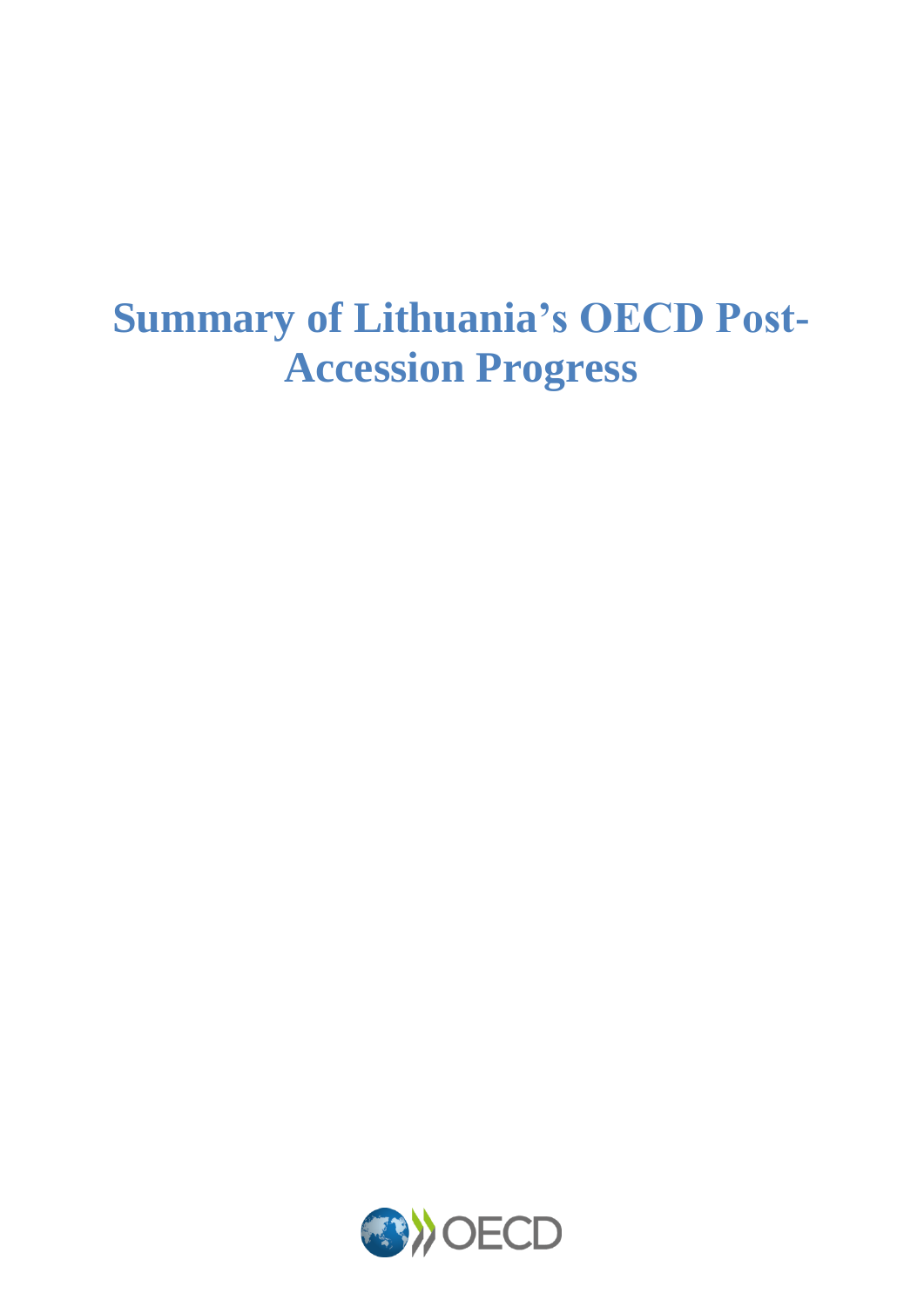# Summary of Lithuania's OECD Post-Accession Progress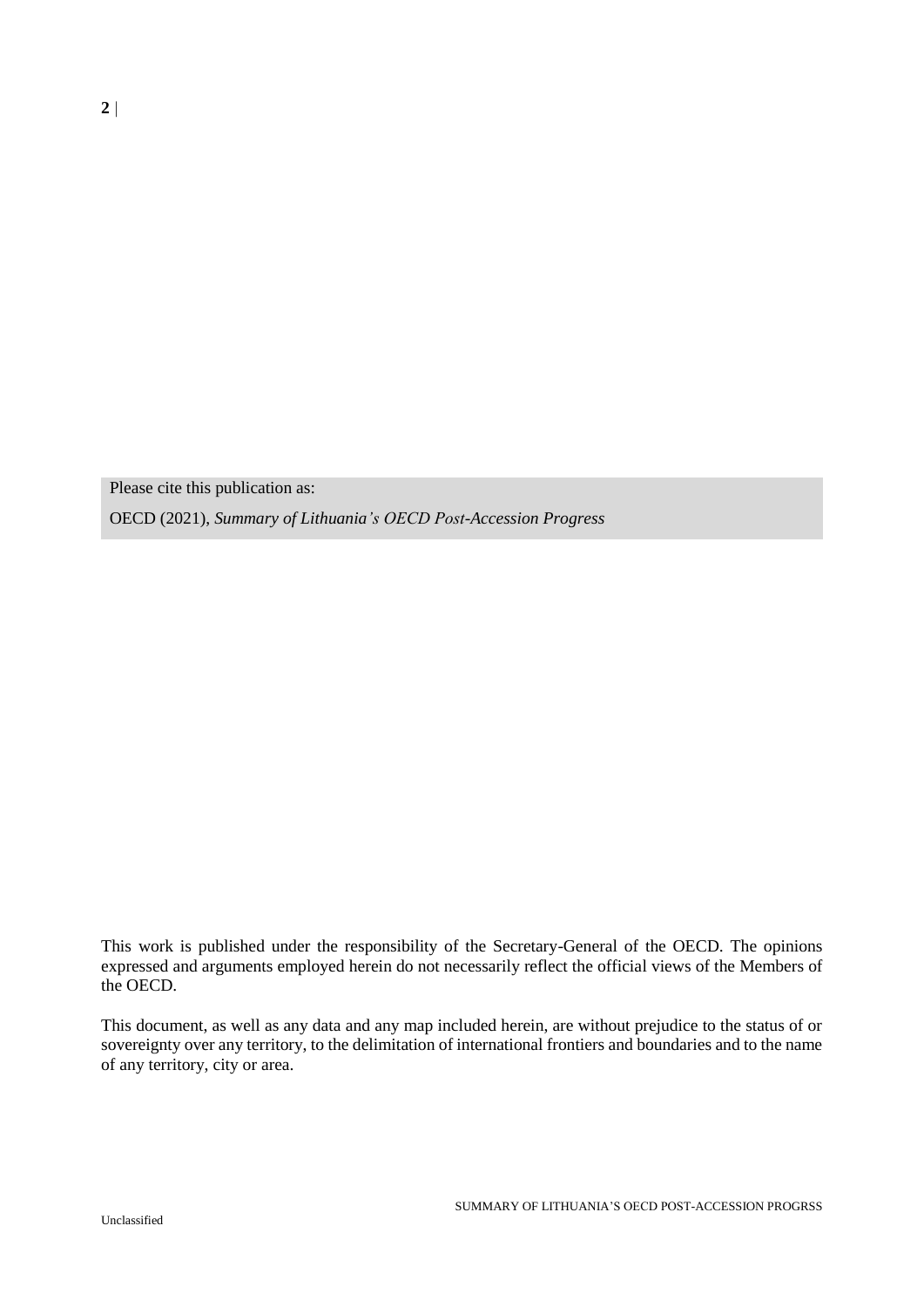Please cite this publication as:

OECD (2021), *Summary of Lithuania's OECD Post-Accession Progress*

This work is published under the responsibility of the Secretary-General of the OECD. The opinions expressed and arguments employed herein do not necessarily reflect the official views of the Members of the OECD.

This document, as well as any data and any map included herein, are without prejudice to the status of or sovereignty over any territory, to the delimitation of international frontiers and boundaries and to the name of any territory, city or area.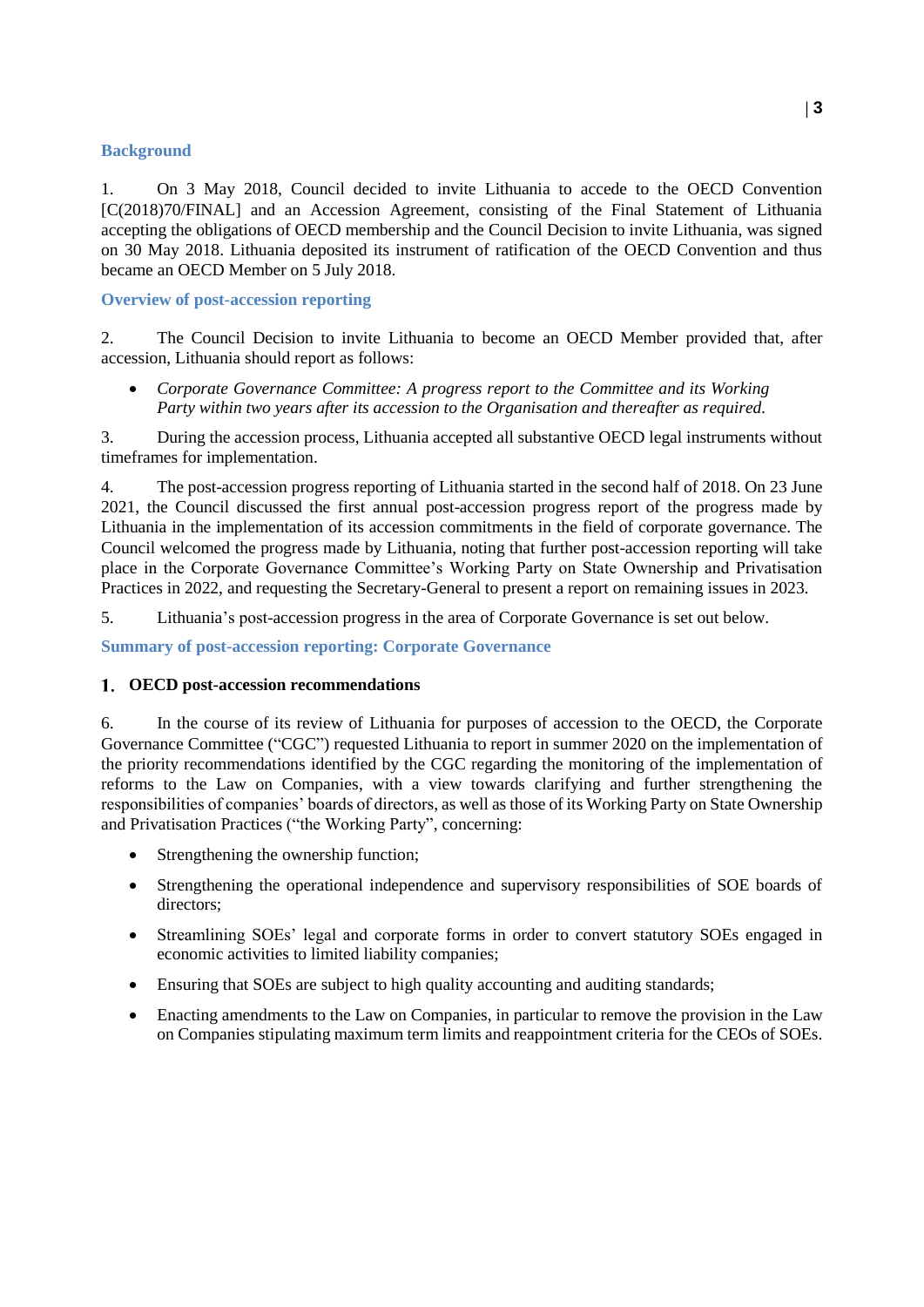## Background

1. On 3 May 2018, Council decided to invite Lithuania to accede to the OECD Convention [C(2018)70/FINAL] and an Accession Agreement, consisting of the Final Statement of Lithuania accepting the obligations of OECD membership and the Council Decision to invite Lithuania, was signed on 30 May 2018. Lithuania deposited its instrument of ratification of the OECD Convention and thus became an OECD Member on 5 July 2018.

## Overview of post-accession reporting

2. The Council Decision to invite Lithuania to become an OECD Member provided that, after accession, Lithuania should report as follows:

- *Corporate Governance Committee: A progress report to the Committee and its Working Party within two years after its accession to the Organisation and thereafter as required.*

3. During the accession process, Lithuania accepted all substantive OECD legal instruments without timeframes for implementation.

4. The post-accession progress reporting of Lithuania started in the second half of 2018. On 23 June 2021, the Council discussed the first annual post-accession progress report of the progress made by Lithuania in the implementation of its accession commitments in the field of corporate governance. The Council welcomed the progress made by Lithuania, noting that further post-accession reporting will take place in the Corporate Governance Committee's Working Party on State Ownership and Privatisation Practices in 2022, and requesting the Secretary-General to present a report on remaining issues in 2023.

5. Lithuania's post-accession progress in the area of Corporate Governance is set out below.

## Summary of post-accession reporting: Corporate Governance

### 1. OECD post-accession recommendations

6. In the course of its review of Lithuania for purposes of accession to the OECD, the Corporate Governance Committee ("CGC") requested Lithuania to report in summer 2020 on the implementation of the priority recommendations identified by the CGC regarding the monitoring of the implementation of reforms to the Law on Companies, with a view towards clarifying and further strengthening the responsibilities of companies' boards of directors, as well as those of its Working Party on State Ownership and Privatisation Practices ("the Working Party", concerning:

- Strengthening the ownership function;
- Strengthening the operational independence and supervisory responsibilities of SOE boards of directors;
- Streamlining SOEs' legal and corporate forms in order to convert statutory SOEs engaged in economic activities to limited liability companies;
- Ensuring that SOEs are subject to high quality accounting and auditing standards;
- Enacting amendments to the Law on Companies, in particular to remove the provision in the Law on Companies stipulating maximum term limits and reappointment criteria for the CEOs of SOEs.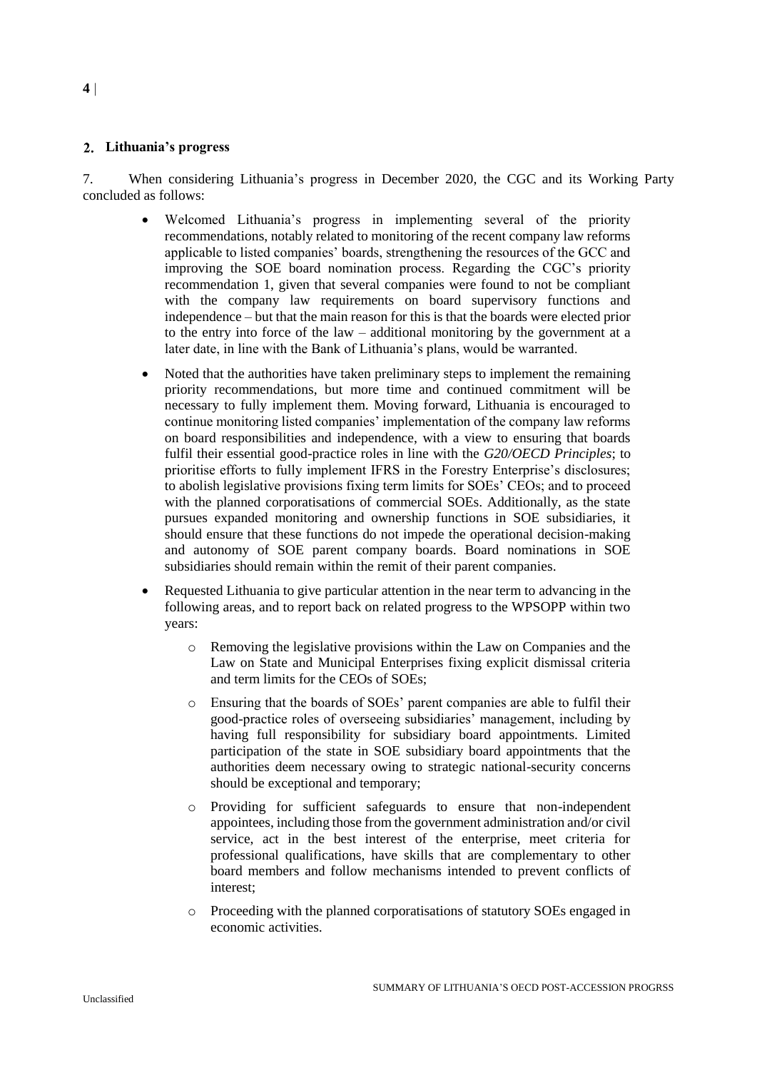## 2. Lithuania's progress

7. When considering Lithuania's progress in December 2020, the CGC and its Working Party concluded as follows:

- Welcomed Lithuania's progress in implementing several of the priority recommendations, notably related to monitoring of the recent company law reforms applicable to listed companies' boards, strengthening the resources of the GCC and improving the SOE board nomination process. Regarding the CGC's priority recommendation 1, given that several companies were found to not be compliant with the company law requirements on board supervisory functions and independence – but that the main reason for this is that the boards were elected prior to the entry into force of the law – additional monitoring by the government at a later date, in line with the Bank of Lithuania's plans, would be warranted.
- Noted that the authorities have taken preliminary steps to implement the remaining priority recommendations, but more time and continued commitment will be necessary to fully implement them. Moving forward, Lithuania is encouraged to continue monitoring listed companies' implementation of the company law reforms on board responsibilities and independence, with a view to ensuring that boards fulfil their essential good-practice roles in line with the *G20/OECD Principles*; to prioritise efforts to fully implement IFRS in the Forestry Enterprise's disclosures; to abolish legislative provisions fixing term limits for SOEs' CEOs; and to proceed with the planned corporatisations of commercial SOEs. Additionally, as the state pursues expanded monitoring and ownership functions in SOE subsidiaries, it should ensure that these functions do not impede the operational decision-making and autonomy of SOE parent company boards. Board nominations in SOE subsidiaries should remain within the remit of their parent companies.
- Requested Lithuania to give particular attention in the near term to advancing in the following areas, and to report back on related progress to the WPSOPP within two years:
  - Removing the legislative provisions within the Law on Companies and the Law on State and Municipal Enterprises fixing explicit dismissal criteria and term limits for the CEOs of SOEs;
  - Ensuring that the boards of SOEs' parent companies are able to fulfil their good-practice roles of overseeing subsidiaries' management, including by having full responsibility for subsidiary board appointments. Limited participation of the state in SOE subsidiary board appointments that the authorities deem necessary owing to strategic national-security concerns should be exceptional and temporary;
  - Providing for sufficient safeguards to ensure that non-independent appointees, including those from the government administration and/or civil service, act in the best interest of the enterprise, meet criteria for professional qualifications, have skills that are complementary to other board members and follow mechanisms intended to prevent conflicts of interest;
  - Proceeding with the planned corporatisations of statutory SOEs engaged in economic activities.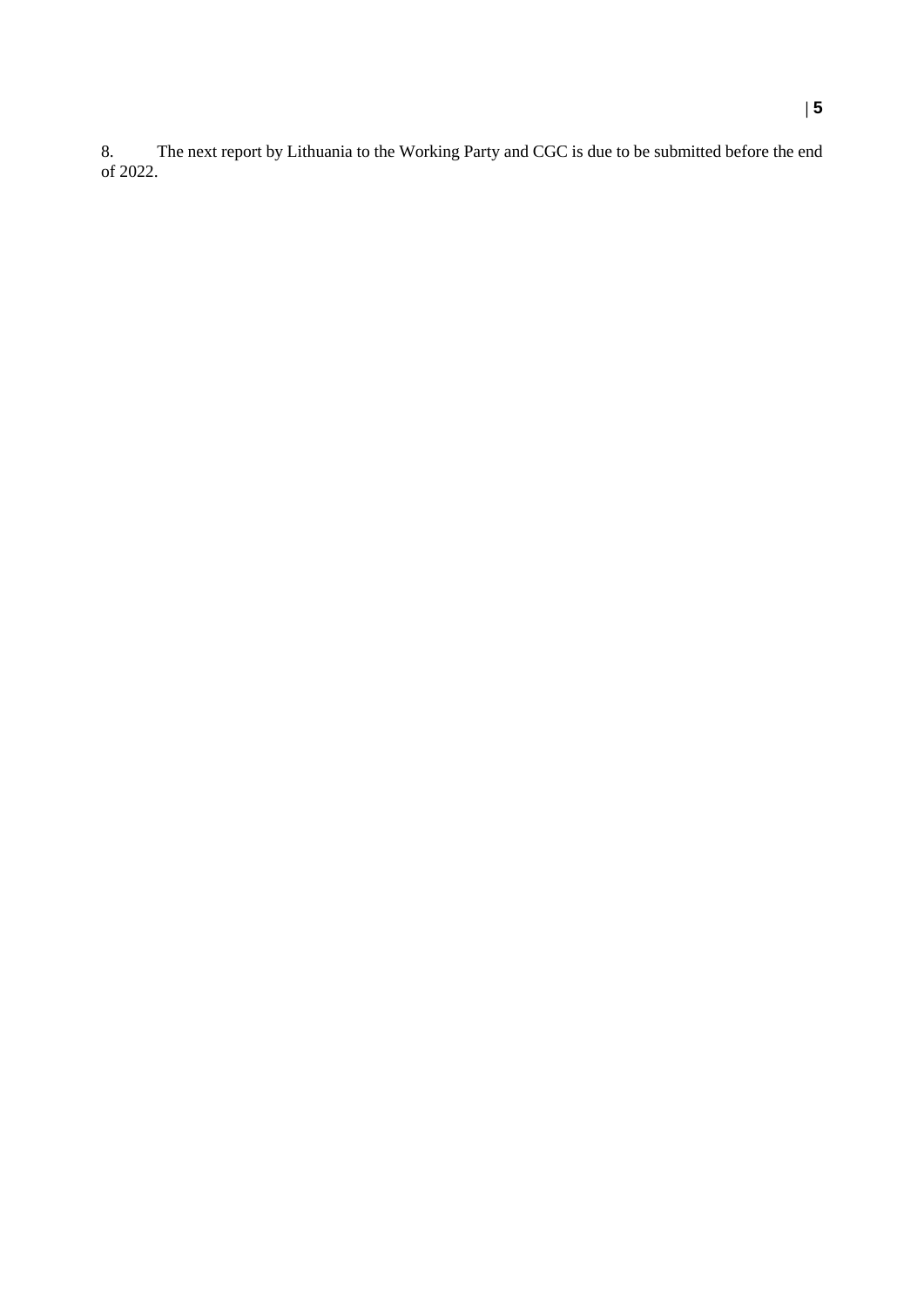8. The next report by Lithuania to the Working Party and CGC is due to be submitted before the end of 2022.